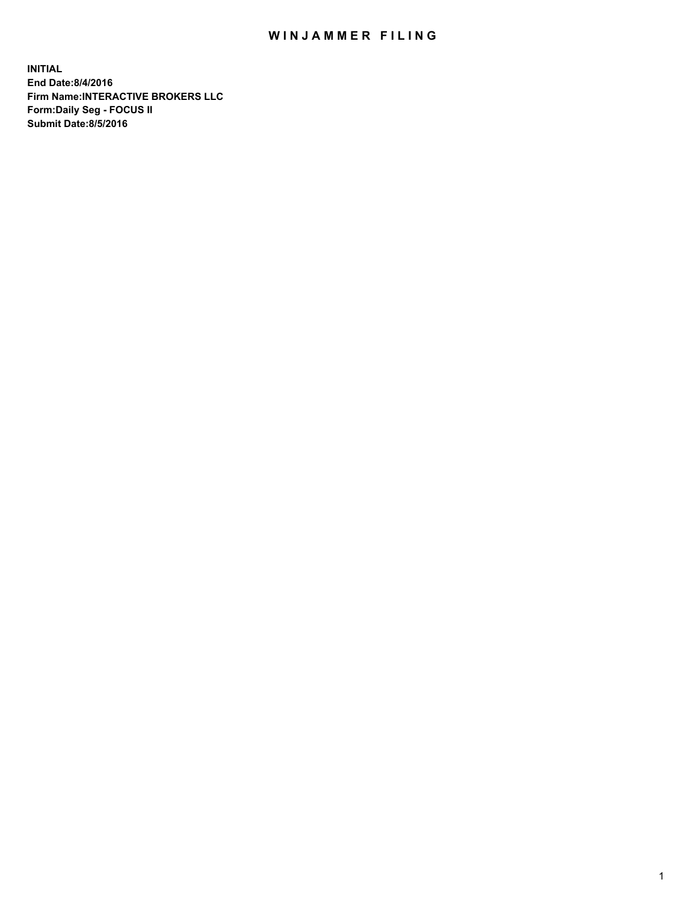# WINJAMMER FILING

**INITIAL**
**End Date:8/4/2016**
**Firm Name:INTERACTIVE BROKERS LLC**
**Form:Daily Seg - FOCUS II**
**Submit Date:8/5/2016**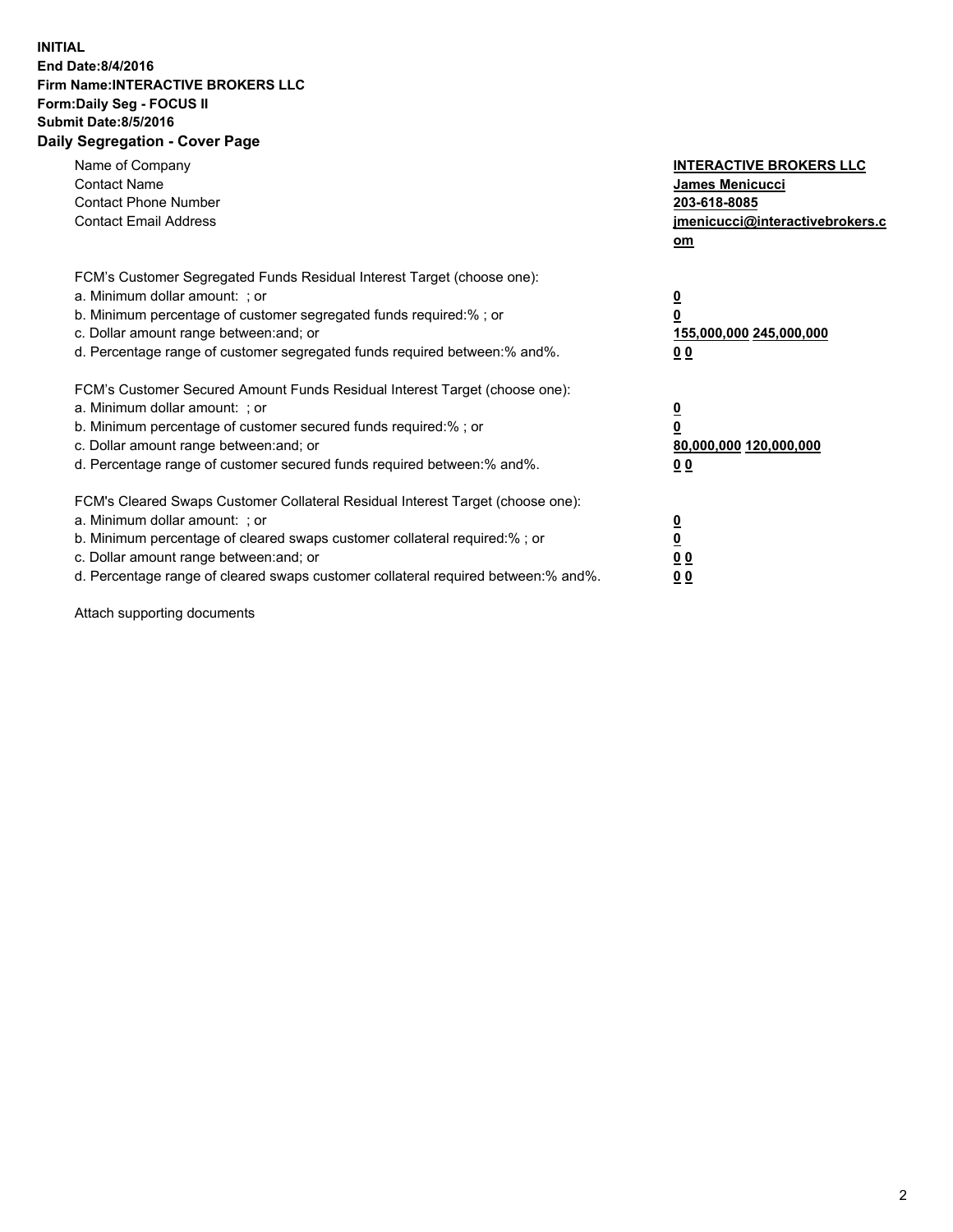**INITIAL**
**End Date:8/4/2016**
**Firm Name:INTERACTIVE BROKERS LLC**
**Form:Daily Seg - FOCUS II**
**Submit Date:8/5/2016**

## Daily Segregation - Cover Page

| | |
|---|---|
| Name of Company | **INTERACTIVE BROKERS LLC** |
| Contact Name | **James Menicucci** |
| Contact Phone Number | **203-618-8085** |
| Contact Email Address | **jmenicucci@interactivebrokers.com** |

| | |
|---|---|
| FCM's Customer Segregated Funds Residual Interest Target (choose one): | |
| a. Minimum dollar amount: ; or | **0** |
| b. Minimum percentage of customer segregated funds required:% ; or | **0** |
| c. Dollar amount range between:and; or | **155,000,000 245,000,000** |
| d. Percentage range of customer segregated funds required between:% and%. | **0 0** |
| FCM's Customer Secured Amount Funds Residual Interest Target (choose one): | |
| a. Minimum dollar amount: ; or | **0** |
| b. Minimum percentage of customer secured funds required:% ; or | **0** |
| c. Dollar amount range between:and; or | **80,000,000 120,000,000** |
| d. Percentage range of customer secured funds required between:% and%. | **0 0** |
| FCM's Cleared Swaps Customer Collateral Residual Interest Target (choose one): | |
| a. Minimum dollar amount: ; or | **0** |
| b. Minimum percentage of cleared swaps customer collateral required:% ; or | **0** |
| c. Dollar amount range between:and; or | **0 0** |
| d. Percentage range of cleared swaps customer collateral required between:% and%. | **0 0** |

Attach supporting documents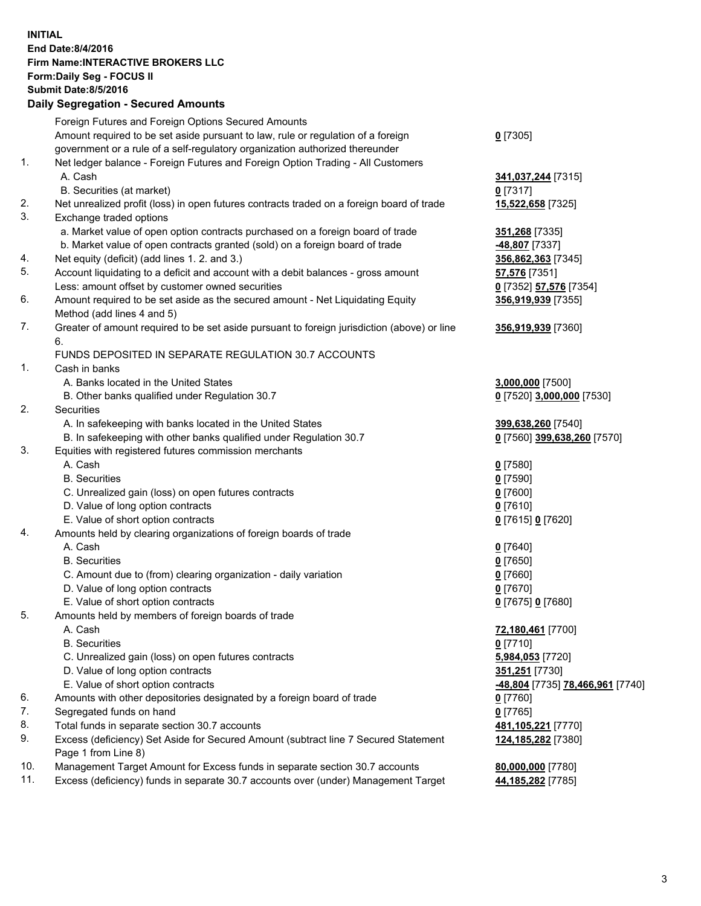**INITIAL**
**End Date:8/4/2016**
**Firm Name:INTERACTIVE BROKERS LLC**
**Form:Daily Seg - FOCUS II**
**Submit Date:8/5/2016**

## Daily Segregation - Secured Amounts

| | | |
|---|---|---|
| | Foreign Futures and Foreign Options Secured Amounts | |
| | Amount required to be set aside pursuant to law, rule or regulation of a foreign government or a rule of a self-regulatory organization authorized thereunder | **0** [7305] |
| 1. | Net ledger balance - Foreign Futures and Foreign Option Trading - All Customers | |
| | A. Cash | **341,037,244** [7315] |
| | B. Securities (at market) | **0** [7317] |
| 2. | Net unrealized profit (loss) in open futures contracts traded on a foreign board of trade | **15,522,658** [7325] |
| 3. | Exchange traded options | |
| | a. Market value of open option contracts purchased on a foreign board of trade | **351,268** [7335] |
| | b. Market value of open contracts granted (sold) on a foreign board of trade | **-48,807** [7337] |
| 4. | Net equity (deficit) (add lines 1. 2. and 3.) | **356,862,363** [7345] |
| 5. | Account liquidating to a deficit and account with a debit balances - gross amount | **57,576** [7351] |
| | Less: amount offset by customer owned securities | **0** [7352] **57,576** [7354] |
| 6. | Amount required to be set aside as the secured amount - Net Liquidating Equity Method (add lines 4 and 5) | **356,919,939** [7355] |
| 7. | Greater of amount required to be set aside pursuant to foreign jurisdiction (above) or line 6. | **356,919,939** [7360] |
| | FUNDS DEPOSITED IN SEPARATE REGULATION 30.7 ACCOUNTS | |
| 1. | Cash in banks | |
| | A. Banks located in the United States | **3,000,000** [7500] |
| | B. Other banks qualified under Regulation 30.7 | **0** [7520] **3,000,000** [7530] |
| 2. | Securities | |
| | A. In safekeeping with banks located in the United States | **399,638,260** [7540] |
| | B. In safekeeping with other banks qualified under Regulation 30.7 | **0** [7560] **399,638,260** [7570] |
| 3. | Equities with registered futures commission merchants | |
| | A. Cash | **0** [7580] |
| | B. Securities | **0** [7590] |
| | C. Unrealized gain (loss) on open futures contracts | **0** [7600] |
| | D. Value of long option contracts | **0** [7610] |
| | E. Value of short option contracts | **0** [7615] **0** [7620] |
| 4. | Amounts held by clearing organizations of foreign boards of trade | |
| | A. Cash | **0** [7640] |
| | B. Securities | **0** [7650] |
| | C. Amount due to (from) clearing organization - daily variation | **0** [7660] |
| | D. Value of long option contracts | **0** [7670] |
| | E. Value of short option contracts | **0** [7675] **0** [7680] |
| 5. | Amounts held by members of foreign boards of trade | |
| | A. Cash | **72,180,461** [7700] |
| | B. Securities | **0** [7710] |
| | C. Unrealized gain (loss) on open futures contracts | **5,984,053** [7720] |
| | D. Value of long option contracts | **351,251** [7730] |
| | E. Value of short option contracts | **-48,804** [7735] **78,466,961** [7740] |
| 6. | Amounts with other depositories designated by a foreign board of trade | **0** [7760] |
| 7. | Segregated funds on hand | **0** [7765] |
| 8. | Total funds in separate section 30.7 accounts | **481,105,221** [7770] |
| 9. | Excess (deficiency) Set Aside for Secured Amount (subtract line 7 Secured Statement Page 1 from Line 8) | **124,185,282** [7380] |
| 10. | Management Target Amount for Excess funds in separate section 30.7 accounts | **80,000,000** [7780] |
| 11. | Excess (deficiency) funds in separate 30.7 accounts over (under) Management Target | **44,185,282** [7785] |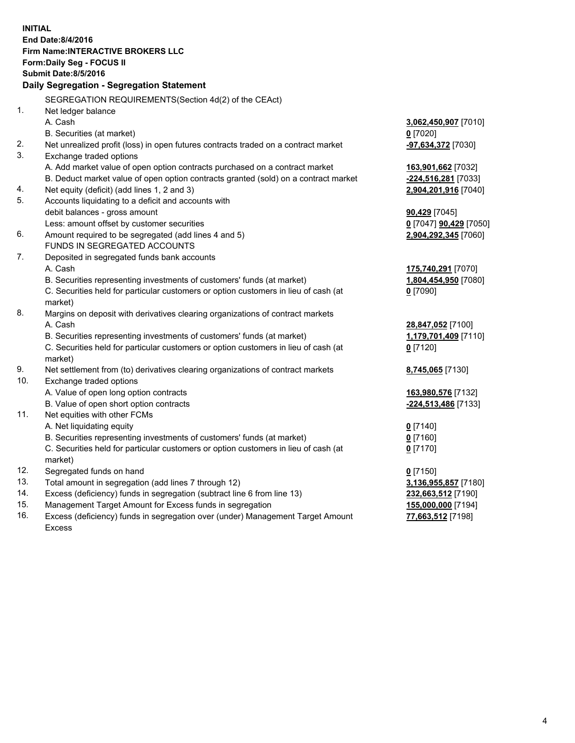**INITIAL**
**End Date:8/4/2016**
**Firm Name:INTERACTIVE BROKERS LLC**
**Form:Daily Seg - FOCUS II**
**Submit Date:8/5/2016**

### Daily Segregation - Segregation Statement

| | | |
|---|---|---|
| | SEGREGATION REQUIREMENTS(Section 4d(2) of the CEAct) | |
| 1. | Net ledger balance | |
| | A. Cash | **3,062,450,907** [7010] |
| | B. Securities (at market) | **0** [7020] |
| 2. | Net unrealized profit (loss) in open futures contracts traded on a contract market | **-97,634,372** [7030] |
| 3. | Exchange traded options | |
| | A. Add market value of open option contracts purchased on a contract market | **163,901,662** [7032] |
| | B. Deduct market value of open option contracts granted (sold) on a contract market | **-224,516,281** [7033] |
| 4. | Net equity (deficit) (add lines 1, 2 and 3) | **2,904,201,916** [7040] |
| 5. | Accounts liquidating to a deficit and accounts with debit balances - gross amount | **90,429** [7045] |
| | Less: amount offset by customer securities | **0** [7047] **90,429** [7050] |
| 6. | Amount required to be segregated (add lines 4 and 5) | **2,904,292,345** [7060] |
| | FUNDS IN SEGREGATED ACCOUNTS | |
| 7. | Deposited in segregated funds bank accounts | |
| | A. Cash | **175,740,291** [7070] |
| | B. Securities representing investments of customers' funds (at market) | **1,804,454,950** [7080] |
| | C. Securities held for particular customers or option customers in lieu of cash (at market) | **0** [7090] |
| 8. | Margins on deposit with derivatives clearing organizations of contract markets | |
| | A. Cash | **28,847,052** [7100] |
| | B. Securities representing investments of customers' funds (at market) | **1,179,701,409** [7110] |
| | C. Securities held for particular customers or option customers in lieu of cash (at market) | **0** [7120] |
| 9. | Net settlement from (to) derivatives clearing organizations of contract markets | **8,745,065** [7130] |
| 10. | Exchange traded options | |
| | A. Value of open long option contracts | **163,980,576** [7132] |
| | B. Value of open short option contracts | **-224,513,486** [7133] |
| 11. | Net equities with other FCMs | |
| | A. Net liquidating equity | **0** [7140] |
| | B. Securities representing investments of customers' funds (at market) | **0** [7160] |
| | C. Securities held for particular customers or option customers in lieu of cash (at market) | **0** [7170] |
| 12. | Segregated funds on hand | **0** [7150] |
| 13. | Total amount in segregation (add lines 7 through 12) | **3,136,955,857** [7180] |
| 14. | Excess (deficiency) funds in segregation (subtract line 6 from line 13) | **232,663,512** [7190] |
| 15. | Management Target Amount for Excess funds in segregation | **155,000,000** [7194] |
| 16. | Excess (deficiency) funds in segregation over (under) Management Target Amount Excess | **77,663,512** [7198] |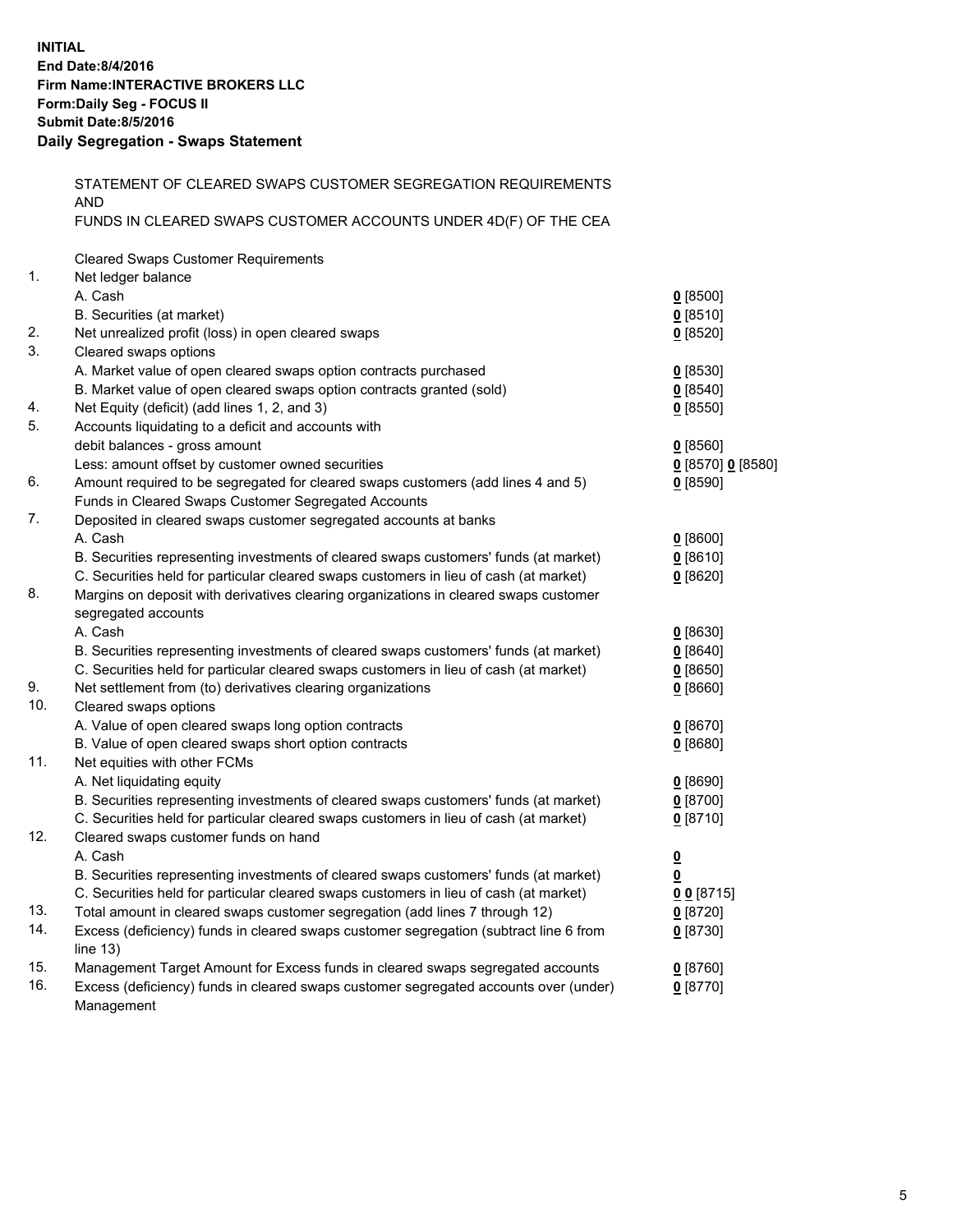**INITIAL**
**End Date:8/4/2016**
**Firm Name:INTERACTIVE BROKERS LLC**
**Form:Daily Seg - FOCUS II**
**Submit Date:8/5/2016**
**Daily Segregation - Swaps Statement**

STATEMENT OF CLEARED SWAPS CUSTOMER SEGREGATION REQUIREMENTS AND FUNDS IN CLEARED SWAPS CUSTOMER ACCOUNTS UNDER 4D(F) OF THE CEA

| | | |
|---|---|---|
| | Cleared Swaps Customer Requirements | |
| 1. | Net ledger balance | |
| | A. Cash | 0 [8500] |
| | B. Securities (at market) | 0 [8510] |
| 2. | Net unrealized profit (loss) in open cleared swaps | 0 [8520] |
| 3. | Cleared swaps options | |
| | A. Market value of open cleared swaps option contracts purchased | 0 [8530] |
| | B. Market value of open cleared swaps option contracts granted (sold) | 0 [8540] |
| 4. | Net Equity (deficit) (add lines 1, 2, and 3) | 0 [8550] |
| 5. | Accounts liquidating to a deficit and accounts with debit balances - gross amount | 0 [8560] |
| | Less: amount offset by customer owned securities | 0 [8570] 0 [8580] |
| 6. | Amount required to be segregated for cleared swaps customers (add lines 4 and 5) | 0 [8590] |
| | Funds in Cleared Swaps Customer Segregated Accounts | |
| 7. | Deposited in cleared swaps customer segregated accounts at banks | |
| | A. Cash | 0 [8600] |
| | B. Securities representing investments of cleared swaps customers' funds (at market) | 0 [8610] |
| | C. Securities held for particular cleared swaps customers in lieu of cash (at market) | 0 [8620] |
| 8. | Margins on deposit with derivatives clearing organizations in cleared swaps customer segregated accounts | |
| | A. Cash | 0 [8630] |
| | B. Securities representing investments of cleared swaps customers' funds (at market) | 0 [8640] |
| | C. Securities held for particular cleared swaps customers in lieu of cash (at market) | 0 [8650] |
| 9. | Net settlement from (to) derivatives clearing organizations | 0 [8660] |
| 10. | Cleared swaps options | |
| | A. Value of open cleared swaps long option contracts | 0 [8670] |
| | B. Value of open cleared swaps short option contracts | 0 [8680] |
| 11. | Net equities with other FCMs | |
| | A. Net liquidating equity | 0 [8690] |
| | B. Securities representing investments of cleared swaps customers' funds (at market) | 0 [8700] |
| | C. Securities held for particular cleared swaps customers in lieu of cash (at market) | 0 [8710] |
| 12. | Cleared swaps customer funds on hand | |
| | A. Cash | 0 |
| | B. Securities representing investments of cleared swaps customers' funds (at market) | 0 |
| | C. Securities held for particular cleared swaps customers in lieu of cash (at market) | 0 0 [8715] |
| 13. | Total amount in cleared swaps customer segregation (add lines 7 through 12) | 0 [8720] |
| 14. | Excess (deficiency) funds in cleared swaps customer segregation (subtract line 6 from line 13) | 0 [8730] |
| 15. | Management Target Amount for Excess funds in cleared swaps segregated accounts | 0 [8760] |
| 16. | Excess (deficiency) funds in cleared swaps customer segregated accounts over (under) Management | 0 [8770] |